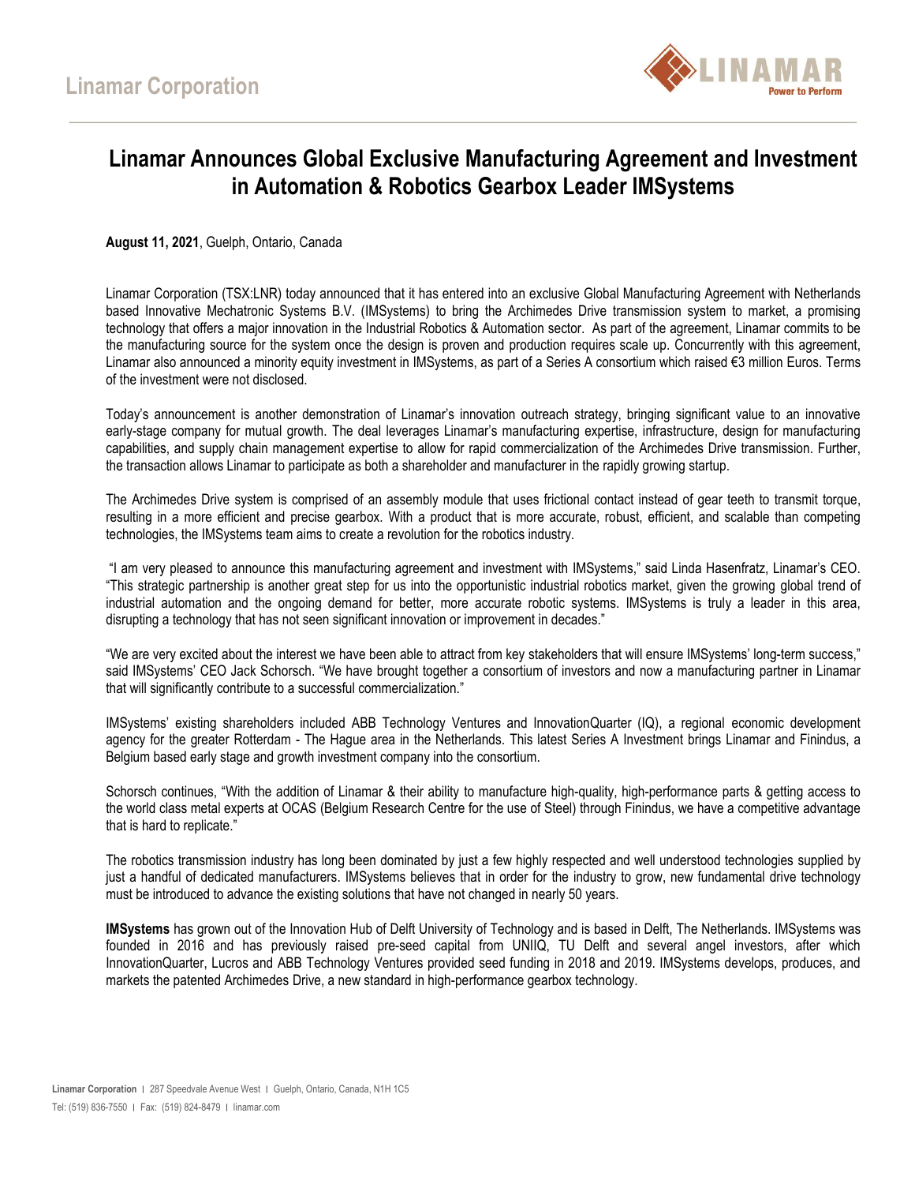# Linamar Corporation

## Linamar Announces Global Exclusive Manufacturing Agreement and Investment in Automation & Robotics Gearbox Leader IMSystems

**August 11, 2021**, Guelph, Ontario, Canada

Linamar Corporation (TSX:LNR) today announced that it has entered into an exclusive Global Manufacturing Agreement with Netherlands based Innovative Mechatronic Systems B.V. (IMSystems) to bring the Archimedes Drive transmission system to market, a promising technology that offers a major innovation in the Industrial Robotics & Automation sector. As part of the agreement, Linamar commits to be the manufacturing source for the system once the design is proven and production requires scale up. Concurrently with this agreement, Linamar also announced a minority equity investment in IMSystems, as part of a Series A consortium which raised €3 million Euros. Terms of the investment were not disclosed.

Today's announcement is another demonstration of Linamar's innovation outreach strategy, bringing significant value to an innovative early-stage company for mutual growth. The deal leverages Linamar's manufacturing expertise, infrastructure, design for manufacturing capabilities, and supply chain management expertise to allow for rapid commercialization of the Archimedes Drive transmission. Further, the transaction allows Linamar to participate as both a shareholder and manufacturer in the rapidly growing startup.

The Archimedes Drive system is comprised of an assembly module that uses frictional contact instead of gear teeth to transmit torque, resulting in a more efficient and precise gearbox. With a product that is more accurate, robust, efficient, and scalable than competing technologies, the IMSystems team aims to create a revolution for the robotics industry.

"I am very pleased to announce this manufacturing agreement and investment with IMSystems," said Linda Hasenfratz, Linamar's CEO. "This strategic partnership is another great step for us into the opportunistic industrial robotics market, given the growing global trend of industrial automation and the ongoing demand for better, more accurate robotic systems. IMSystems is truly a leader in this area, disrupting a technology that has not seen significant innovation or improvement in decades."

"We are very excited about the interest we have been able to attract from key stakeholders that will ensure IMSystems' long-term success," said IMSystems' CEO Jack Schorsch. "We have brought together a consortium of investors and now a manufacturing partner in Linamar that will significantly contribute to a successful commercialization."

IMSystems' existing shareholders included ABB Technology Ventures and InnovationQuarter (IQ), a regional economic development agency for the greater Rotterdam - The Hague area in the Netherlands. This latest Series A Investment brings Linamar and Finindus, a Belgium based early stage and growth investment company into the consortium.

Schorsch continues, "With the addition of Linamar & their ability to manufacture high-quality, high-performance parts & getting access to the world class metal experts at OCAS (Belgium Research Centre for the use of Steel) through Finindus, we have a competitive advantage that is hard to replicate."

The robotics transmission industry has long been dominated by just a few highly respected and well understood technologies supplied by just a handful of dedicated manufacturers. IMSystems believes that in order for the industry to grow, new fundamental drive technology must be introduced to advance the existing solutions that have not changed in nearly 50 years.

**IMSystems** has grown out of the Innovation Hub of Delft University of Technology and is based in Delft, The Netherlands. IMSystems was founded in 2016 and has previously raised pre-seed capital from UNIIQ, TU Delft and several angel investors, after which InnovationQuarter, Lucros and ABB Technology Ventures provided seed funding in 2018 and 2019. IMSystems develops, produces, and markets the patented Archimedes Drive, a new standard in high-performance gearbox technology.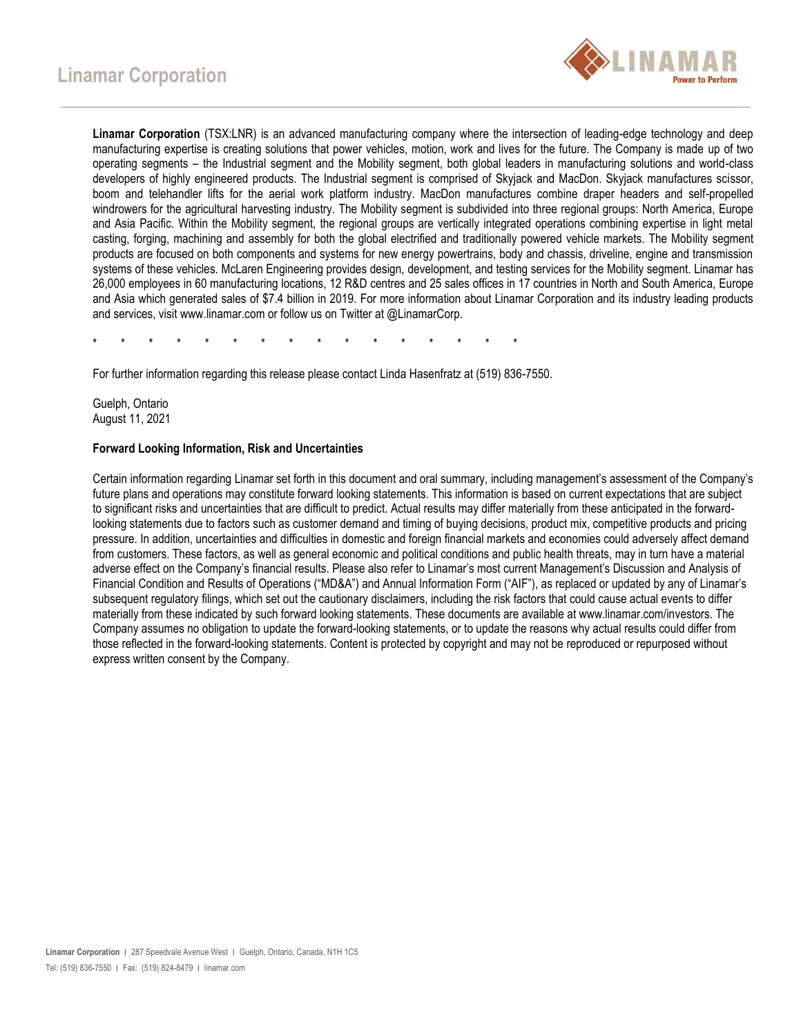**Linamar Corporation** (TSX:LNR) is an advanced manufacturing company where the intersection of leading-edge technology and deep manufacturing expertise is creating solutions that power vehicles, motion, work and lives for the future. The Company is made up of two operating segments – the Industrial segment and the Mobility segment, both global leaders in manufacturing solutions and world-class developers of highly engineered products. The Industrial segment is comprised of Skyjack and MacDon. Skyjack manufactures scissor, boom and telehandler lifts for the aerial work platform industry. MacDon manufactures combine draper headers and self-propelled windrowers for the agricultural harvesting industry. The Mobility segment is subdivided into three regional groups: North America, Europe and Asia Pacific. Within the Mobility segment, the regional groups are vertically integrated operations combining expertise in light metal casting, forging, machining and assembly for both the global electrified and traditionally powered vehicle markets. The Mobility segment products are focused on both components and systems for new energy powertrains, body and chassis, driveline, engine and transmission systems of these vehicles. McLaren Engineering provides design, development, and testing services for the Mobility segment. Linamar has 26,000 employees in 60 manufacturing locations, 12 R&D centres and 25 sales offices in 17 countries in North and South America, Europe and Asia which generated sales of $7.4 billion in 2019. For more information about Linamar Corporation and its industry leading products and services, visit www.linamar.com or follow us on Twitter at @LinamarCorp.

\* \* \* \* \* \* \* \* \* \* \* \* \* \* \* \*

For further information regarding this release please contact Linda Hasenfratz at (519) 836-7550.

Guelph, Ontario
August 11, 2021

**Forward Looking Information, Risk and Uncertainties**

Certain information regarding Linamar set forth in this document and oral summary, including management's assessment of the Company's future plans and operations may constitute forward looking statements. This information is based on current expectations that are subject to significant risks and uncertainties that are difficult to predict. Actual results may differ materially from these anticipated in the forward-looking statements due to factors such as customer demand and timing of buying decisions, product mix, competitive products and pricing pressure. In addition, uncertainties and difficulties in domestic and foreign financial markets and economies could adversely affect demand from customers. These factors, as well as general economic and political conditions and public health threats, may in turn have a material adverse effect on the Company's financial results. Please also refer to Linamar's most current Management's Discussion and Analysis of Financial Condition and Results of Operations ("MD&A") and Annual Information Form ("AIF"), as replaced or updated by any of Linamar's subsequent regulatory filings, which set out the cautionary disclaimers, including the risk factors that could cause actual events to differ materially from these indicated by such forward looking statements. These documents are available at www.linamar.com/investors. The Company assumes no obligation to update the forward-looking statements, or to update the reasons why actual results could differ from those reflected in the forward-looking statements. Content is protected by copyright and may not be reproduced or repurposed without express written consent by the Company.